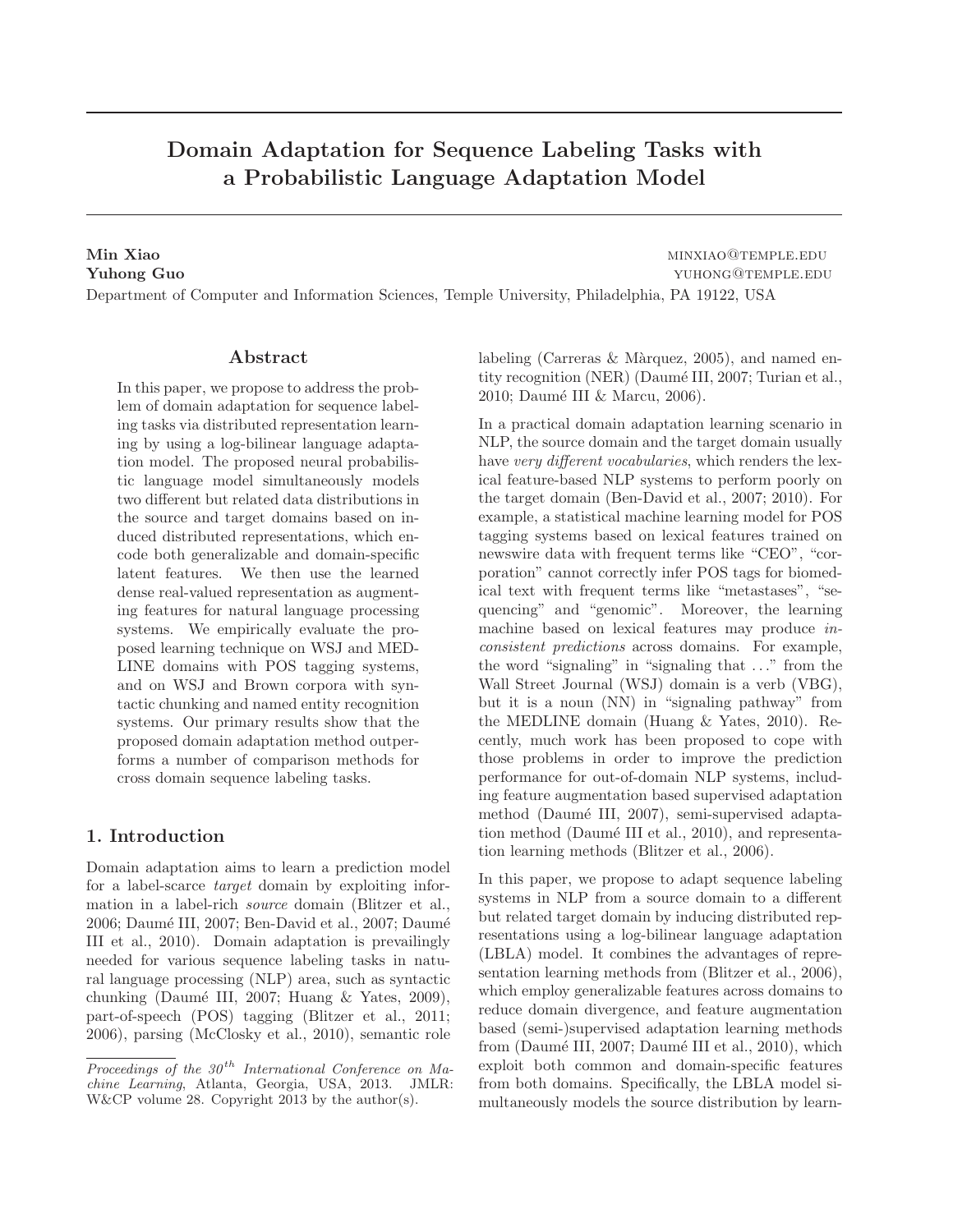# Domain Adaptation for Sequence Labeling Tasks with a Probabilistic Language Adaptation Model

**Min Xiao** MINXIAO@TEMPLE.EDU
**Yuhong Guo** YUHONG@TEMPLE.EDU
Department of Computer and Information Sciences, Temple University, Philadelphia, PA 19122, USA

## Abstract

In this paper, we propose to address the problem of domain adaptation for sequence labeling tasks via distributed representation learning by using a log-bilinear language adaptation model. The proposed neural probabilistic language model simultaneously models two different but related data distributions in the source and target domains based on induced distributed representations, which encode both generalizable and domain-specific latent features. We then use the learned dense real-valued representation as augmenting features for natural language processing systems. We empirically evaluate the proposed learning technique on WSJ and MEDLINE domains with POS tagging systems, and on WSJ and Brown corpora with syntactic chunking and named entity recognition systems. Our primary results show that the proposed domain adaptation method outperforms a number of comparison methods for cross domain sequence labeling tasks.

## 1. Introduction

Domain adaptation aims to learn a prediction model for a label-scarce *target* domain by exploiting information in a label-rich *source* domain (Blitzer et al., 2006; Daumé III, 2007; Ben-David et al., 2007; Daumé III et al., 2010). Domain adaptation is prevailingly needed for various sequence labeling tasks in natural language processing (NLP) area, such as syntactic chunking (Daumé III, 2007; Huang & Yates, 2009), part-of-speech (POS) tagging (Blitzer et al., 2011; 2006), parsing (McClosky et al., 2010), semantic role labeling (Carreras & Màrquez, 2005), and named entity recognition (NER) (Daumé III, 2007; Turian et al., 2010; Daumé III & Marcu, 2006).

In a practical domain adaptation learning scenario in NLP, the source domain and the target domain usually have *very different vocabularies*, which renders the lexical feature-based NLP systems to perform poorly on the target domain (Ben-David et al., 2007; 2010). For example, a statistical machine learning model for POS tagging systems based on lexical features trained on newswire data with frequent terms like "CEO", "corporation" cannot correctly infer POS tags for biomedical text with frequent terms like "metastases", "sequencing" and "genomic". Moreover, the learning machine based on lexical features may produce *inconsistent predictions* across domains. For example, the word "signaling" in "signaling that ..." from the Wall Street Journal (WSJ) domain is a verb (VBG), but it is a noun (NN) in "signaling pathway" from the MEDLINE domain (Huang & Yates, 2010). Recently, much work has been proposed to cope with those problems in order to improve the prediction performance for out-of-domain NLP systems, including feature augmentation based supervised adaptation method (Daumé III, 2007), semi-supervised adaptation method (Daumé III et al., 2010), and representation learning methods (Blitzer et al., 2006).

In this paper, we propose to adapt sequence labeling systems in NLP from a source domain to a different but related target domain by inducing distributed representations using a log-bilinear language adaptation (LBLA) model. It combines the advantages of representation learning methods from (Blitzer et al., 2006), which employ generalizable features across domains to reduce domain divergence, and feature augmentation based (semi-)supervised adaptation learning methods from (Daumé III, 2007; Daumé III et al., 2010), which exploit both common and domain-specific features from both domains. Specifically, the LBLA model simultaneously models the source distribution by learn-

*Proceedings of the 30th International Conference on Machine Learning*, Atlanta, Georgia, USA, 2013. JMLR: W&CP volume 28. Copyright 2013 by the author(s).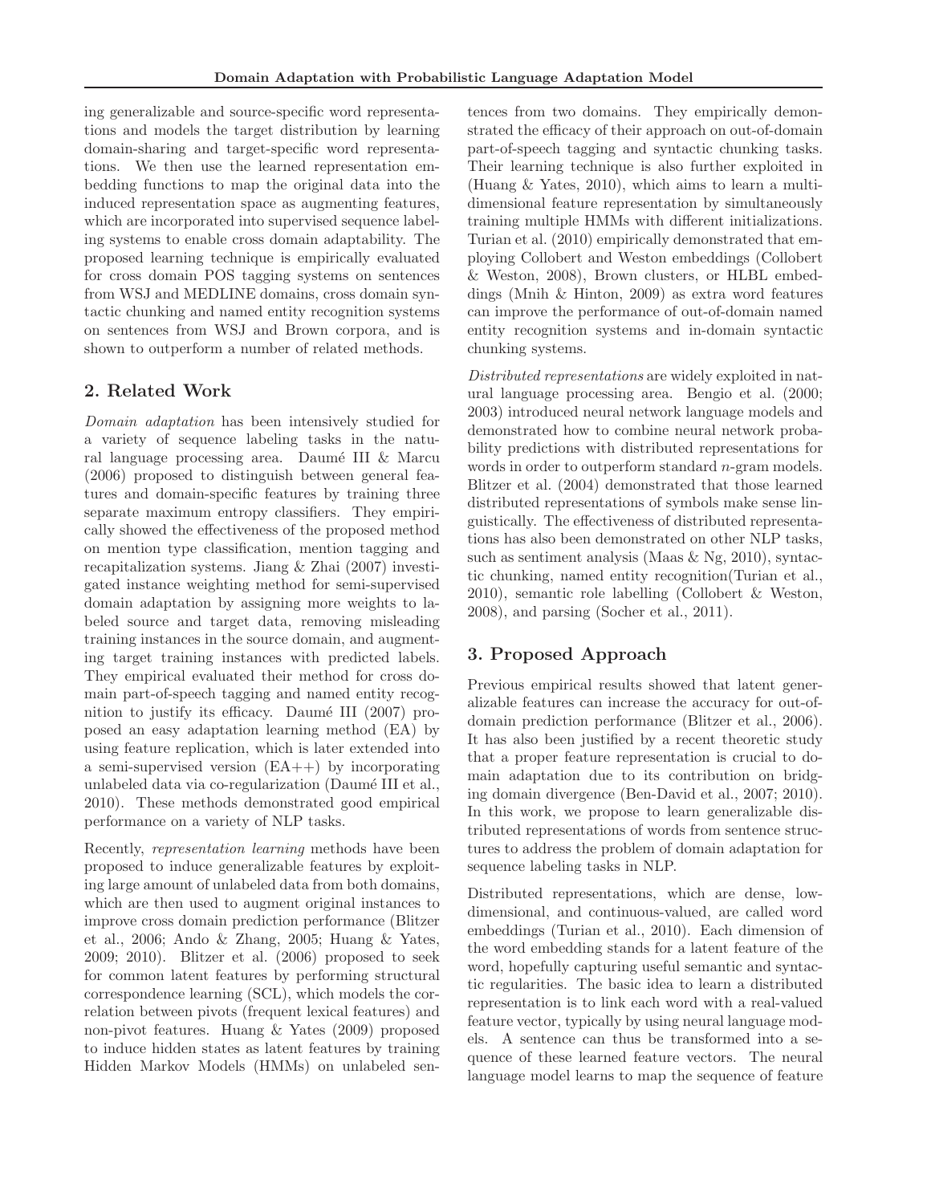ing generalizable and source-specific word representations and models the target distribution by learning domain-sharing and target-specific word representations. We then use the learned representation embedding functions to map the original data into the induced representation space as augmenting features, which are incorporated into supervised sequence labeling systems to enable cross domain adaptability. The proposed learning technique is empirically evaluated for cross domain POS tagging systems on sentences from WSJ and MEDLINE domains, cross domain syntactic chunking and named entity recognition systems on sentences from WSJ and Brown corpora, and is shown to outperform a number of related methods.

## 2. Related Work

*Domain adaptation* has been intensively studied for a variety of sequence labeling tasks in the natural language processing area. Daumé III & Marcu (2006) proposed to distinguish between general features and domain-specific features by training three separate maximum entropy classifiers. They empirically showed the effectiveness of the proposed method on mention type classification, mention tagging and recapitalization systems. Jiang & Zhai (2007) investigated instance weighting method for semi-supervised domain adaptation by assigning more weights to labeled source and target data, removing misleading training instances in the source domain, and augmenting target training instances with predicted labels. They empirical evaluated their method for cross domain part-of-speech tagging and named entity recognition to justify its efficacy. Daumé III (2007) proposed an easy adaptation learning method (EA) by using feature replication, which is later extended into a semi-supervised version (EA++) by incorporating unlabeled data via co-regularization (Daumé III et al., 2010). These methods demonstrated good empirical performance on a variety of NLP tasks.

Recently, *representation learning* methods have been proposed to induce generalizable features by exploiting large amount of unlabeled data from both domains, which are then used to augment original instances to improve cross domain prediction performance (Blitzer et al., 2006; Ando & Zhang, 2005; Huang & Yates, 2009; 2010). Blitzer et al. (2006) proposed to seek for common latent features by performing structural correspondence learning (SCL), which models the correlation between pivots (frequent lexical features) and non-pivot features. Huang & Yates (2009) proposed to induce hidden states as latent features by training Hidden Markov Models (HMMs) on unlabeled sentences from two domains. They empirically demonstrated the efficacy of their approach on out-of-domain part-of-speech tagging and syntactic chunking tasks. Their learning technique is also further exploited in (Huang & Yates, 2010), which aims to learn a multi-dimensional feature representation by simultaneously training multiple HMMs with different initializations. Turian et al. (2010) empirically demonstrated that employing Collobert and Weston embeddings (Collobert & Weston, 2008), Brown clusters, or HLBL embeddings (Mnih & Hinton, 2009) as extra word features can improve the performance of out-of-domain named entity recognition systems and in-domain syntactic chunking systems.

*Distributed representations* are widely exploited in natural language processing area. Bengio et al. (2000; 2003) introduced neural network language models and demonstrated how to combine neural network probability predictions with distributed representations for words in order to outperform standard $n$-gram models. Blitzer et al. (2004) demonstrated that those learned distributed representations of symbols make sense linguistically. The effectiveness of distributed representations has also been demonstrated on other NLP tasks, such as sentiment analysis (Maas & Ng, 2010), syntactic chunking, named entity recognition(Turian et al., 2010), semantic role labelling (Collobert & Weston, 2008), and parsing (Socher et al., 2011).

## 3. Proposed Approach

Previous empirical results showed that latent generalizable features can increase the accuracy for out-of-domain prediction performance (Blitzer et al., 2006). It has also been justified by a recent theoretic study that a proper feature representation is crucial to domain adaptation due to its contribution on bridging domain divergence (Ben-David et al., 2007; 2010). In this work, we propose to learn generalizable distributed representations of words from sentence structures to address the problem of domain adaptation for sequence labeling tasks in NLP.

Distributed representations, which are dense, low-dimensional, and continuous-valued, are called word embeddings (Turian et al., 2010). Each dimension of the word embedding stands for a latent feature of the word, hopefully capturing useful semantic and syntactic regularities. The basic idea to learn a distributed representation is to link each word with a real-valued feature vector, typically by using neural language models. A sentence can thus be transformed into a sequence of these learned feature vectors. The neural language model learns to map the sequence of feature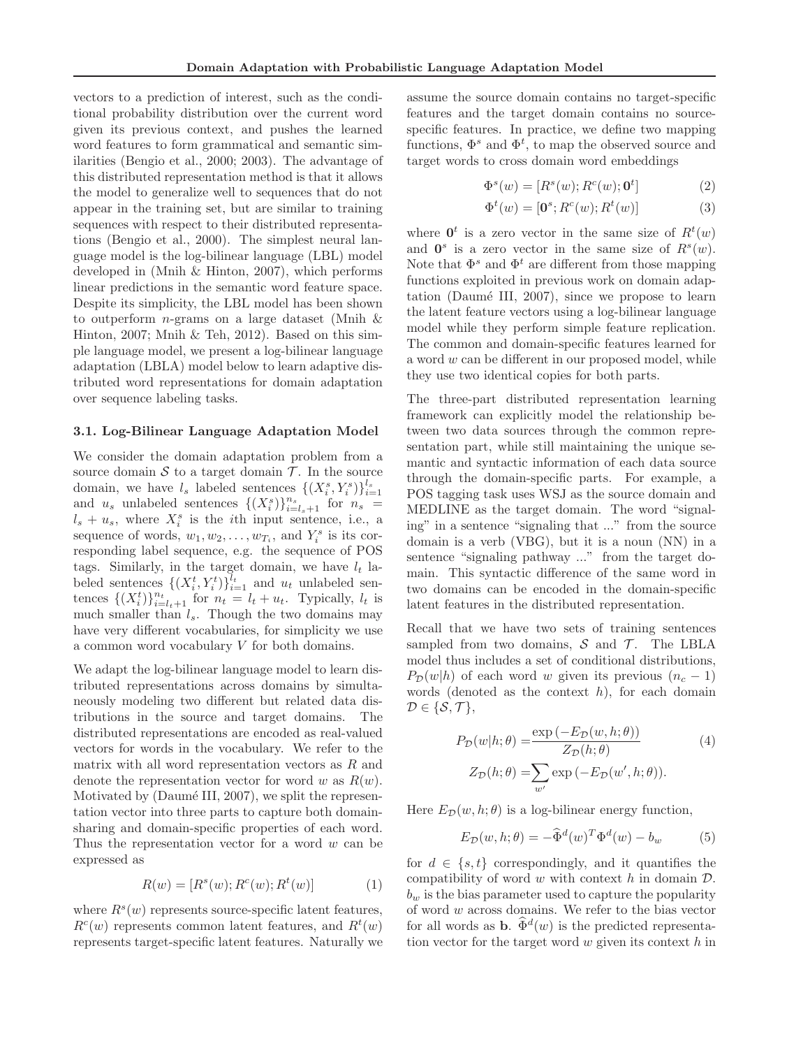vectors to a prediction of interest, such as the conditional probability distribution over the current word given its previous context, and pushes the learned word features to form grammatical and semantic similarities (Bengio et al., 2000; 2003). The advantage of this distributed representation method is that it allows the model to generalize well to sequences that do not appear in the training set, but are similar to training sequences with respect to their distributed representations (Bengio et al., 2000). The simplest neural language model is the log-bilinear language (LBL) model developed in (Mnih & Hinton, 2007), which performs linear predictions in the semantic word feature space. Despite its simplicity, the LBL model has been shown to outperform $n$-grams on a large dataset (Mnih & Hinton, 2007; Mnih & Teh, 2012). Based on this simple language model, we present a log-bilinear language adaptation (LBLA) model below to learn adaptive distributed word representations for domain adaptation over sequence labeling tasks.

### 3.1. Log-Bilinear Language Adaptation Model

We consider the domain adaptation problem from a source domain $\mathcal{S}$ to a target domain $\mathcal{T}$. In the source domain, we have $l_s$ labeled sentences $\{(X_i^s, Y_i^s)\}_{i=1}^{l_s}$ and $u_s$ unlabeled sentences $\{(X_i^s)\}_{i=l_s+1}^{n_s}$ for $n_s = l_s + u_s$, where $X_i^s$ is the $i$th input sentence, i.e., a sequence of words, $w_1, w_2, \ldots, w_{T_i}$, and $Y_i^s$ is its corresponding label sequence, e.g. the sequence of POS tags. Similarly, in the target domain, we have $l_t$ labeled sentences $\{(X_i^t, Y_i^t)\}_{i=1}^{l_t}$ and $u_t$ unlabeled sentences $\{(X_i^t)\}_{i=l_t+1}^{n_t}$ for $n_t = l_t + u_t$. Typically, $l_t$ is much smaller than $l_s$. Though the two domains may have very different vocabularies, for simplicity we use a common word vocabulary $V$ for both domains.

We adapt the log-bilinear language model to learn distributed representations across domains by simultaneously modeling two different but related data distributions in the source and target domains. The distributed representations are encoded as real-valued vectors for words in the vocabulary. We refer to the matrix with all word representation vectors as $R$ and denote the representation vector for word $w$ as $R(w)$. Motivated by (Daumé III, 2007), we split the representation vector into three parts to capture both domain-sharing and domain-specific properties of each word. Thus the representation vector for a word $w$ can be expressed as

$$R(w) = [R^s(w); R^c(w); R^t(w)] \tag{1}$$

where $R^s(w)$ represents source-specific latent features, $R^c(w)$ represents common latent features, and $R^t(w)$ represents target-specific latent features. Naturally we assume the source domain contains no target-specific features and the target domain contains no source-specific features. In practice, we define two mapping functions, $\Phi^s$ and $\Phi^t$, to map the observed source and target words to cross domain word embeddings

$$\Phi^s(w) = [R^s(w); R^c(w); \mathbf{0}^t] \tag{2}$$

$$\Phi^t(w) = [\mathbf{0}^s; R^c(w); R^t(w)] \tag{3}$$

where $\mathbf{0}^t$ is a zero vector in the same size of $R^t(w)$ and $\mathbf{0}^s$ is a zero vector in the same size of $R^s(w)$. Note that $\Phi^s$ and $\Phi^t$ are different from those mapping functions exploited in previous work on domain adaptation (Daumé III, 2007), since we propose to learn the latent feature vectors using a log-bilinear language model while they perform simple feature replication. The common and domain-specific features learned for a word $w$ can be different in our proposed model, while they use two identical copies for both parts.

The three-part distributed representation learning framework can explicitly model the relationship between two data sources through the common representation part, while still maintaining the unique semantic and syntactic information of each data source through the domain-specific parts. For example, a POS tagging task uses WSJ as the source domain and MEDLINE as the target domain. The word "signaling" in a sentence "signaling that ..." from the source domain is a verb (VBG), but it is a noun (NN) in a sentence "signaling pathway ..." from the target domain. This syntactic difference of the same word in two domains can be encoded in the domain-specific latent features in the distributed representation.

Recall that we have two sets of training sentences sampled from two domains, $\mathcal{S}$ and $\mathcal{T}$. The LBLA model thus includes a set of conditional distributions, $P_{\mathcal{D}}(w|h)$ of each word $w$ given its previous $(n_c - 1)$ words (denoted as the context $h$), for each domain $\mathcal{D} \in \{\mathcal{S}, \mathcal{T}\}$,

$$\begin{aligned} P_{\mathcal{D}}(w|h;\theta) &= \frac{\exp\left(-E_{\mathcal{D}}(w, h; \theta)\right)}{Z_{\mathcal{D}}(h;\theta)} \\ Z_{\mathcal{D}}(h;\theta) &= \sum_{w'} \exp\left(-E_{\mathcal{D}}(w', h; \theta)\right). \end{aligned} \tag{4}$$

Here $E_{\mathcal{D}}(w, h; \theta)$ is a log-bilinear energy function,

$$E_{\mathcal{D}}(w, h; \theta) = -\widehat{\Phi}^d(w)^T \Phi^d(w) - b_w \tag{5}$$

for $d \in \{s, t\}$ correspondingly, and it quantifies the compatibility of word $w$ with context $h$ in domain $\mathcal{D}$. $b_w$ is the bias parameter used to capture the popularity of word $w$ across domains. We refer to the bias vector for all words as $\mathbf{b}$. $\widehat{\Phi}^d(w)$ is the predicted representation vector for the target word $w$ given its context $h$ in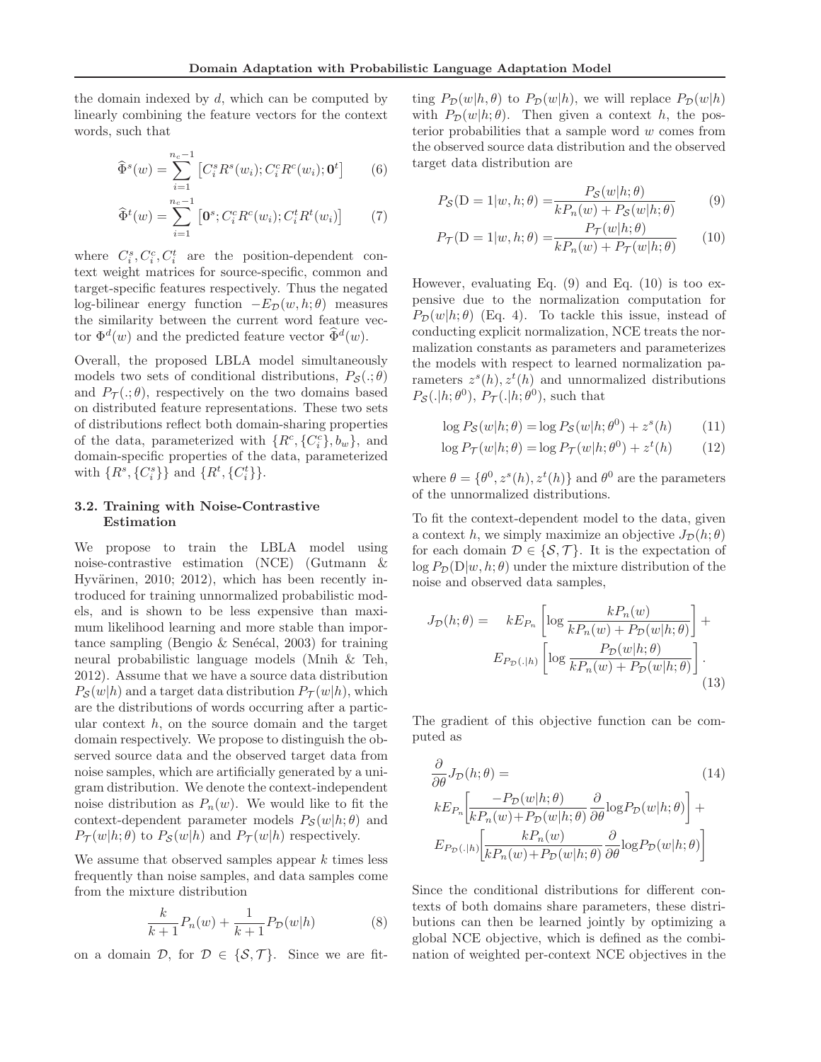the domain indexed by $d$, which can be computed by linearly combining the feature vectors for the context words, such that

$$\widehat{\Phi}^s(w) = \sum_{i=1}^{n_c-1} \left[C_i^s R^s(w_i); C_i^c R^c(w_i); \mathbf{0}^t\right] \tag{6}$$

$$\widehat{\Phi}^t(w) = \sum_{i=1}^{n_c-1} \left[\mathbf{0}^s; C_i^c R^c(w_i); C_i^t R^t(w_i)\right] \tag{7}$$

where $C_i^s, C_i^c, C_i^t$ are the position-dependent context weight matrices for source-specific, common and target-specific features respectively. Thus the negated log-bilinear energy function $-E_{\mathcal{D}}(w, h; \theta)$ measures the similarity between the current word feature vector $\Phi^d(w)$ and the predicted feature vector $\widehat{\Phi}^d(w)$.

Overall, the proposed LBLA model simultaneously models two sets of conditional distributions, $P_{\mathcal{S}}(.;\theta)$ and $P_{\mathcal{T}}(.;\theta)$, respectively on the two domains based on distributed feature representations. These two sets of distributions reflect both domain-sharing properties of the data, parameterized with $\{R^c, \{C_i^c\}, b_w\}$, and domain-specific properties of the data, parameterized with $\{R^s, \{C_i^s\}\}$ and $\{R^t, \{C_i^t\}\}$.

### 3.2. Training with Noise-Contrastive Estimation

We propose to train the LBLA model using noise-contrastive estimation (NCE) (Gutmann & Hyvärinen, 2010; 2012), which has been recently introduced for training unnormalized probabilistic models, and is shown to be less expensive than maximum likelihood learning and more stable than importance sampling (Bengio & Senécal, 2003) for training neural probabilistic language models (Mnih & Teh, 2012). Assume that we have a source data distribution $P_{\mathcal{S}}(w|h)$ and a target data distribution $P_{\mathcal{T}}(w|h)$, which are the distributions of words occurring after a particular context $h$, on the source domain and the target domain respectively. We propose to distinguish the observed source data and the observed target data from noise samples, which are artificially generated by a unigram distribution. We denote the context-independent noise distribution as $P_n(w)$. We would like to fit the context-dependent parameter models $P_{\mathcal{S}}(w|h;\theta)$ and $P_{\mathcal{T}}(w|h;\theta)$ to $P_{\mathcal{S}}(w|h)$ and $P_{\mathcal{T}}(w|h)$ respectively.

We assume that observed samples appear $k$ times less frequently than noise samples, and data samples come from the mixture distribution

$$\frac{k}{k+1} P_n(w) + \frac{1}{k+1} P_{\mathcal{D}}(w|h) \tag{8}$$

on a domain $\mathcal{D}$, for $\mathcal{D} \in \{\mathcal{S}, \mathcal{T}\}$. Since we are fitting $P_{\mathcal{D}}(w|h,\theta)$ to $P_{\mathcal{D}}(w|h)$, we will replace $P_{\mathcal{D}}(w|h)$ with $P_{\mathcal{D}}(w|h;\theta)$. Then given a context $h$, the posterior probabilities that a sample word $w$ comes from the observed source data distribution and the observed target data distribution are

$$P_{\mathcal{S}}(\mathrm{D}=1|w,h;\theta) = \frac{P_{\mathcal{S}}(w|h;\theta)}{kP_n(w) + P_{\mathcal{S}}(w|h;\theta)} \tag{9}$$

$$P_{\mathcal{T}}(\mathrm{D}=1|w,h;\theta) = \frac{P_{\mathcal{T}}(w|h;\theta)}{kP_n(w) + P_{\mathcal{T}}(w|h;\theta)} \tag{10}$$

However, evaluating Eq. (9) and Eq. (10) is too expensive due to the normalization computation for $P_{\mathcal{D}}(w|h;\theta)$ (Eq. 4). To tackle this issue, instead of conducting explicit normalization, NCE treats the normalization constants as parameters and parameterizes the models with respect to learned normalization parameters $z^s(h), z^t(h)$ and unnormalized distributions $P_{\mathcal{S}}(.|h;\theta^0)$, $P_{\mathcal{T}}(.|h;\theta^0)$, such that

$$\log P_{\mathcal{S}}(w|h;\theta) = \log P_{\mathcal{S}}(w|h;\theta^0) + z^s(h) \tag{11}$$

$$\log P_{\mathcal{T}}(w|h;\theta) = \log P_{\mathcal{T}}(w|h;\theta^0) + z^t(h) \tag{12}$$

where $\theta = \{\theta^0, z^s(h), z^t(h)\}$ and $\theta^0$ are the parameters of the unnormalized distributions.

To fit the context-dependent model to the data, given a context $h$, we simply maximize an objective $J_{\mathcal{D}}(h;\theta)$ for each domain $\mathcal{D} \in \{\mathcal{S}, \mathcal{T}\}$. It is the expectation of $\log P_{\mathcal{D}}(\mathrm{D}|w,h;\theta)$ under the mixture distribution of the noise and observed data samples,

$$J_{\mathcal{D}}(h;\theta) = \; kE_{P_n}\left[\log \frac{kP_n(w)}{kP_n(w) + P_{\mathcal{D}}(w|h;\theta)}\right] + E_{P_{\mathcal{D}}(.|h)}\left[\log \frac{P_{\mathcal{D}}(w|h;\theta)}{kP_n(w) + P_{\mathcal{D}}(w|h;\theta)}\right]. \tag{13}$$

The gradient of this objective function can be computed as

$$\frac{\partial}{\partial\theta} J_{\mathcal{D}}(h;\theta) = \tag{14}$$
$$kE_{P_n}\left[\frac{-P_{\mathcal{D}}(w|h;\theta)}{kP_n(w)+P_{\mathcal{D}}(w|h;\theta)} \frac{\partial}{\partial\theta} \log P_{\mathcal{D}}(w|h;\theta)\right] +$$
$$E_{P_{\mathcal{D}}(.|h)}\left[\frac{kP_n(w)}{kP_n(w)+P_{\mathcal{D}}(w|h;\theta)} \frac{\partial}{\partial\theta} \log P_{\mathcal{D}}(w|h;\theta)\right]$$

Since the conditional distributions for different contexts of both domains share parameters, these distributions can then be learned jointly by optimizing a global NCE objective, which is defined as the combination of weighted per-context NCE objectives in the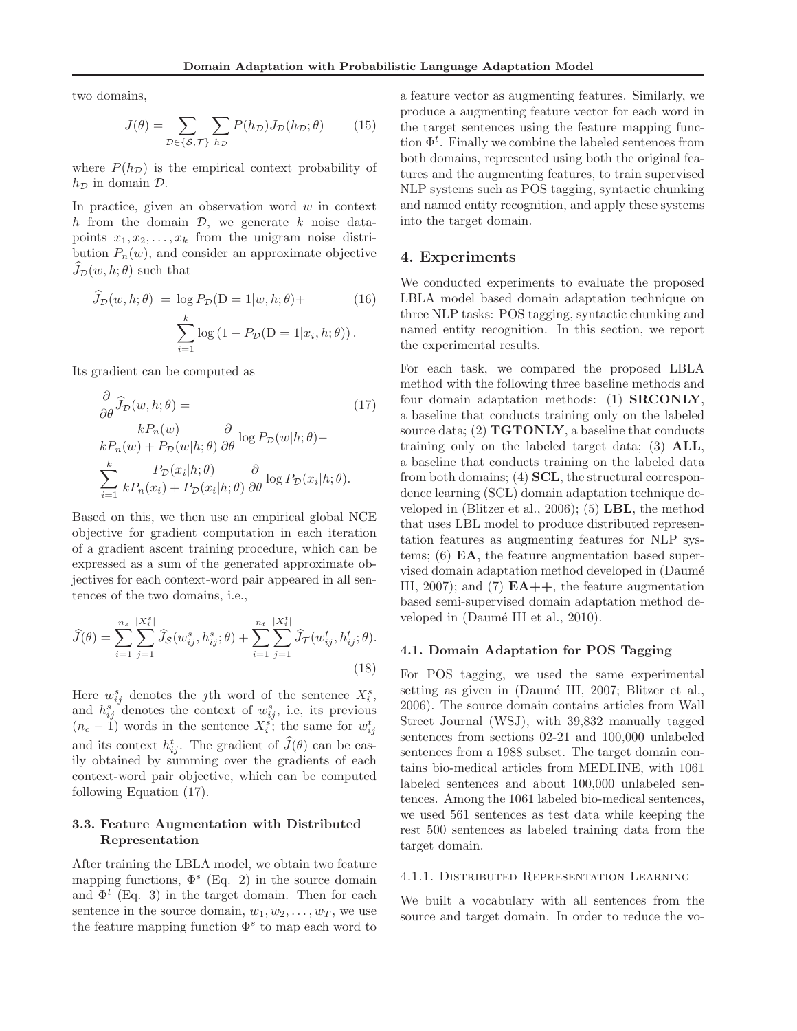two domains,

$$J(\theta) = \sum_{\mathcal{D} \in \{\mathcal{S}, \mathcal{T}\}} \sum_{h_{\mathcal{D}}} P(h_{\mathcal{D}}) J_{\mathcal{D}}(h_{\mathcal{D}}; \theta) \tag{15}$$

where $P(h_{\mathcal{D}})$ is the empirical context probability of $h_{\mathcal{D}}$ in domain $\mathcal{D}$.

In practice, given an observation word $w$ in context $h$ from the domain $\mathcal{D}$, we generate $k$ noise datapoints $x_1, x_2, \ldots, x_k$ from the unigram noise distribution $P_n(w)$, and consider an approximate objective $\widehat{J}_{\mathcal{D}}(w, h; \theta)$ such that

$$\widehat{J}_{\mathcal{D}}(w, h; \theta) = \log P_{\mathcal{D}}(\mathrm{D} = 1 | w, h; \theta) + \sum_{i=1}^{k} \log \left(1 - P_{\mathcal{D}}(\mathrm{D} = 1 | x_i, h; \theta)\right). \tag{16}$$

Its gradient can be computed as

$$\frac{\partial}{\partial \theta} \widehat{J}_{\mathcal{D}}(w, h; \theta) = \frac{k P_n(w)}{k P_n(w) + P_{\mathcal{D}}(w|h; \theta)} \frac{\partial}{\partial \theta} \log P_{\mathcal{D}}(w|h; \theta) - \sum_{i=1}^{k} \frac{P_{\mathcal{D}}(x_i|h; \theta)}{k P_n(x_i) + P_{\mathcal{D}}(x_i|h; \theta)} \frac{\partial}{\partial \theta} \log P_{\mathcal{D}}(x_i|h; \theta). \tag{17}$$

Based on this, we then use an empirical global NCE objective for gradient computation in each iteration of a gradient ascent training procedure, which can be expressed as a sum of the generated approximate objectives for each context-word pair appeared in all sentences of the two domains, i.e.,

$$\widehat{J}(\theta) = \sum_{i=1}^{n_s} \sum_{j=1}^{|X_i^s|} \widehat{J}_{\mathcal{S}}(w_{ij}^s, h_{ij}^s; \theta) + \sum_{i=1}^{n_t} \sum_{j=1}^{|X_i^t|} \widehat{J}_{\mathcal{T}}(w_{ij}^t, h_{ij}^t; \theta). \tag{18}$$

Here $w_{ij}^s$ denotes the $j$th word of the sentence $X_i^s$, and $h_{ij}^s$ denotes the context of $w_{ij}^s$, i.e, its previous $(n_c - 1)$ words in the sentence $X_i^s$; the same for $w_{ij}^t$ and its context $h_{ij}^t$. The gradient of $\widehat{J}(\theta)$ can be easily obtained by summing over the gradients of each context-word pair objective, which can be computed following Equation (17).

### 3.3. Feature Augmentation with Distributed Representation

After training the LBLA model, we obtain two feature mapping functions, $\Phi^s$ (Eq. 2) in the source domain and $\Phi^t$ (Eq. 3) in the target domain. Then for each sentence in the source domain, $w_1, w_2, \ldots, w_T$, we use the feature mapping function $\Phi^s$ to map each word to a feature vector as augmenting features. Similarly, we produce a augmenting feature vector for each word in the target sentences using the feature mapping function $\Phi^t$. Finally we combine the labeled sentences from both domains, represented using both the original features and the augmenting features, to train supervised NLP systems such as POS tagging, syntactic chunking and named entity recognition, and apply these systems into the target domain.

## 4. Experiments

We conducted experiments to evaluate the proposed LBLA model based domain adaptation technique on three NLP tasks: POS tagging, syntactic chunking and named entity recognition. In this section, we report the experimental results.

For each task, we compared the proposed LBLA method with the following three baseline methods and four domain adaptation methods: (1) **SRCONLY**, a baseline that conducts training only on the labeled source data; (2) **TGTONLY**, a baseline that conducts training only on the labeled target data; (3) **ALL**, a baseline that conducts training on the labeled data from both domains; (4) **SCL**, the structural correspondence learning (SCL) domain adaptation technique developed in (Blitzer et al., 2006); (5) **LBL**, the method that uses LBL model to produce distributed representation features as augmenting features for NLP systems; (6) **EA**, the feature augmentation based supervised domain adaptation method developed in (Daumé III, 2007); and (7) **EA++**, the feature augmentation based semi-supervised domain adaptation method developed in (Daumé III et al., 2010).

### 4.1. Domain Adaptation for POS Tagging

For POS tagging, we used the same experimental setting as given in (Daumé III, 2007; Blitzer et al., 2006). The source domain contains articles from Wall Street Journal (WSJ), with 39,832 manually tagged sentences from sections 02-21 and 100,000 unlabeled sentences from a 1988 subset. The target domain contains bio-medical articles from MEDLINE, with 1061 labeled sentences and about 100,000 unlabeled sentences. Among the 1061 labeled bio-medical sentences, we used 561 sentences as test data while keeping the rest 500 sentences as labeled training data from the target domain.

#### 4.1.1. Distributed Representation Learning

We built a vocabulary with all sentences from the source and target domain. In order to reduce the vo-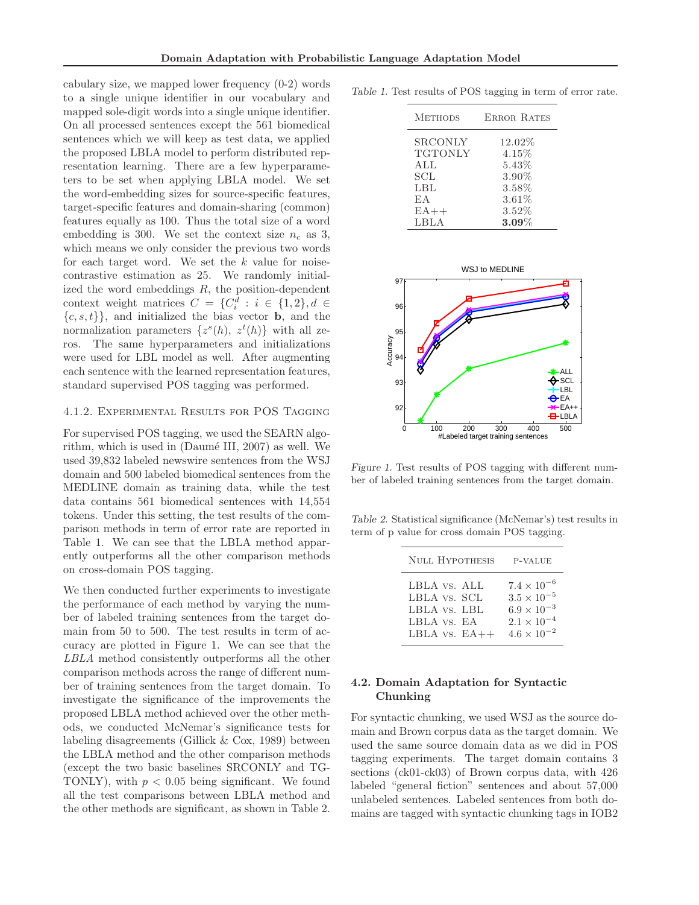cabulary size, we mapped lower frequency (0-2) words to a single unique identifier in our vocabulary and mapped sole-digit words into a single unique identifier. On all processed sentences except the 561 biomedical sentences which we will keep as test data, we applied the proposed LBLA model to perform distributed representation learning. There are a few hyperparameters to be set when applying LBLA model. We set the word-embedding sizes for source-specific features, target-specific features and domain-sharing (common) features equally as 100. Thus the total size of a word embedding is 300. We set the context size $n_c$ as 3, which means we only consider the previous two words for each target word. We set the $k$ value for noise-contrastive estimation as 25. We randomly initialized the word embeddings $R$, the position-dependent context weight matrices $C = \{C_i^d : i \in \{1, 2\}, d \in \{c, s, t\}\}$, and initialized the bias vector $\mathbf{b}$, and the normalization parameters $\{z^s(h),\ z^t(h)\}$ with all zeros. The same hyperparameters and initializations were used for LBL model as well. After augmenting each sentence with the learned representation features, standard supervised POS tagging was performed.

#### 4.1.2. Experimental Results for POS Tagging

For supervised POS tagging, we used the SEARN algorithm, which is used in (Daumé III, 2007) as well. We used 39,832 labeled newswire sentences from the WSJ domain and 500 labeled biomedical sentences from the MEDLINE domain as training data, while the test data contains 561 biomedical sentences with 14,554 tokens. Under this setting, the test results of the comparison methods in term of error rate are reported in Table 1. We can see that the LBLA method apparently outperforms all the other comparison methods on cross-domain POS tagging.

We then conducted further experiments to investigate the performance of each method by varying the number of labeled training sentences from the target domain from 50 to 500. The test results in term of accuracy are plotted in Figure 1. We can see that the *LBLA* method consistently outperforms all the other comparison methods across the range of different number of training sentences from the target domain. To investigate the significance of the improvements the proposed LBLA method achieved over the other methods, we conducted McNemar's significance tests for labeling disagreements (Gillick & Cox, 1989) between the LBLA method and the other comparison methods (except the two basic baselines SRCONLY and TGTONLY), with $p < 0.05$ being significant. We found all the test comparisons between LBLA method and the other methods are significant, as shown in Table 2.

*Table 1.* Test results of POS tagging in term of error rate.

| Methods | Error Rates |
|---|---|
| SRCONLY | 12.02% |
| TGTONLY | 4.15% |
| ALL | 5.43% |
| SCL | 3.90% |
| LBL | 3.58% |
| EA | 3.61% |
| EA++ | 3.52% |
| LBLA | **3.09**% |

*Figure 1.* Test results of POS tagging with different number of labeled training sentences from the target domain.

*Table 2.* Statistical significance (McNemar's) test results in term of p value for cross domain POS tagging.

| Null Hypothesis | p-value |
|---|---|
| LBLA vs. ALL | $7.4 \times 10^{-6}$ |
| LBLA vs. SCL | $3.5 \times 10^{-5}$ |
| LBLA vs. LBL | $6.9 \times 10^{-3}$ |
| LBLA vs. EA | $2.1 \times 10^{-4}$ |
| LBLA vs. EA++ | $4.6 \times 10^{-2}$ |

### 4.2. Domain Adaptation for Syntactic Chunking

For syntactic chunking, we used WSJ as the source domain and Brown corpus data as the target domain. We used the same source domain data as we did in POS tagging experiments. The target domain contains 3 sections (ck01-ck03) of Brown corpus data, with 426 labeled "general fiction" sentences and about 57,000 unlabeled sentences. Labeled sentences from both domains are tagged with syntactic chunking tags in IOB2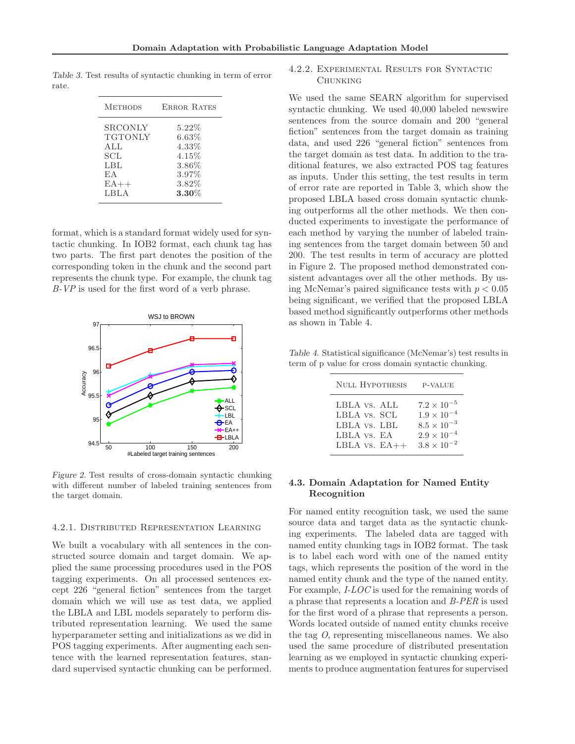Table 3. Test results of syntactic chunking in term of error rate.

| Methods | Error Rates |
|---|---|
| SRCONLY | 5.22% |
| TGTONLY | 6.63% |
| ALL | 4.33% |
| SCL | 4.15% |
| LBL | 3.86% |
| EA | 3.97% |
| EA++ | 3.82% |
| LBLA | **3.30**% |

format, which is a standard format widely used for syntactic chunking. In IOB2 format, each chunk tag has two parts. The first part denotes the position of the corresponding token in the chunk and the second part represents the chunk type. For example, the chunk tag *B-VP* is used for the first word of a verb phrase.

Figure 2. Test results of cross-domain syntactic chunking with different number of labeled training sentences from the target domain.

#### 4.2.1. Distributed Representation Learning

We built a vocabulary with all sentences in the constructed source domain and target domain. We applied the same processing procedures used in the POS tagging experiments. On all processed sentences except 226 "general fiction" sentences from the target domain which we will use as test data, we applied the LBLA and LBL models separately to perform distributed representation learning. We used the same hyperparameter setting and initializations as we did in POS tagging experiments. After augmenting each sentence with the learned representation features, standard supervised syntactic chunking can be performed.

#### 4.2.2. Experimental Results for Syntactic Chunking

We used the same SEARN algorithm for supervised syntactic chunking. We used 40,000 labeled newswire sentences from the source domain and 200 "general fiction" sentences from the target domain as training data, and used 226 "general fiction" sentences from the target domain as test data. In addition to the traditional features, we also extracted POS tag features as inputs. Under this setting, the test results in term of error rate are reported in Table 3, which show the proposed LBLA based cross domain syntactic chunking outperforms all the other methods. We then conducted experiments to investigate the performance of each method by varying the number of labeled training sentences from the target domain between 50 and 200. The test results in term of accuracy are plotted in Figure 2. The proposed method demonstrated consistent advantages over all the other methods. By using McNemar's paired significance tests with $p < 0.05$ being significant, we verified that the proposed LBLA based method significantly outperforms other methods as shown in Table 4.

Table 4. Statistical significance (McNemar's) test results in term of p value for cross domain syntactic chunking.

| Null Hypothesis | p-value |
|---|---|
| LBLA vs. ALL | $7.2 \times 10^{-5}$ |
| LBLA vs. SCL | $1.9 \times 10^{-4}$ |
| LBLA vs. LBL | $8.5 \times 10^{-3}$ |
| LBLA vs. EA | $2.9 \times 10^{-4}$ |
| LBLA vs. EA++ | $3.8 \times 10^{-2}$ |

### 4.3. Domain Adaptation for Named Entity Recognition

For named entity recognition task, we used the same source data and target data as the syntactic chunking experiments. The labeled data are tagged with named entity chunking tags in IOB2 format. The task is to label each word with one of the named entity tags, which represents the position of the word in the named entity chunk and the type of the named entity. For example, *I-LOC* is used for the remaining words of a phrase that represents a location and *B-PER* is used for the first word of a phrase that represents a person. Words located outside of named entity chunks receive the tag *O*, representing miscellaneous names. We also used the same procedure of distributed presentation learning as we employed in syntactic chunking experiments to produce augmentation features for supervised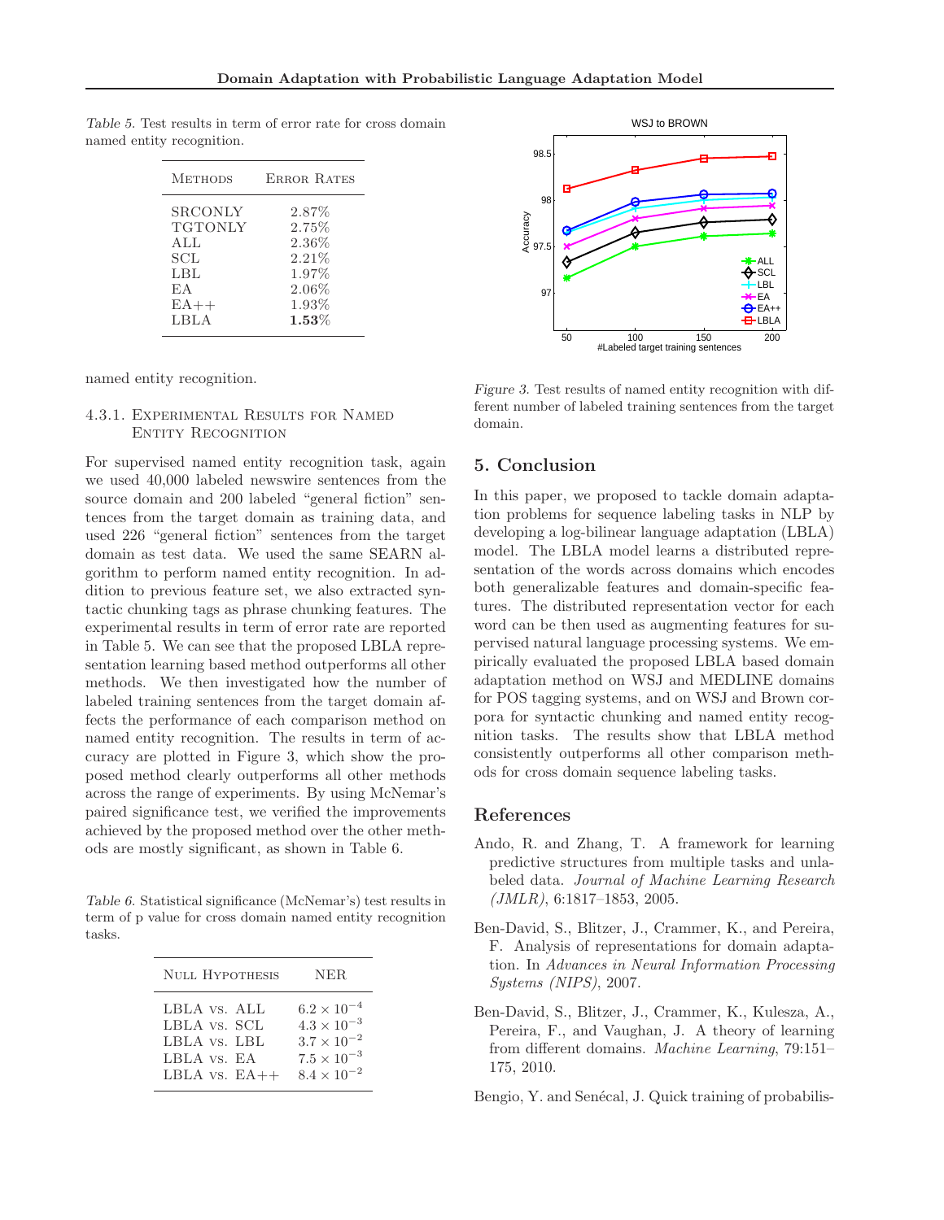*Table 5.* Test results in term of error rate for cross domain named entity recognition.

| METHODS | ERROR RATES |
|---|---|
| SRCONLY | 2.87% |
| TGTONLY | 2.75% |
| ALL | 2.36% |
| SCL | 2.21% |
| LBL | 1.97% |
| EA | 2.06% |
| EA++ | 1.93% |
| LBLA | **1.53**% |

named entity recognition.

#### 4.3.1. Experimental Results for Named Entity Recognition

For supervised named entity recognition task, again we used 40,000 labeled newswire sentences from the source domain and 200 labeled "general fiction" sentences from the target domain as training data, and used 226 "general fiction" sentences from the target domain as test data. We used the same SEARN algorithm to perform named entity recognition. In addition to previous feature set, we also extracted syntactic chunking tags as phrase chunking features. The experimental results in term of error rate are reported in Table 5. We can see that the proposed LBLA representation learning based method outperforms all other methods. We then investigated how the number of labeled training sentences from the target domain affects the performance of each comparison method on named entity recognition. The results in term of accuracy are plotted in Figure 3, which show the proposed method clearly outperforms all other methods across the range of experiments. By using McNemar's paired significance test, we verified the improvements achieved by the proposed method over the other methods are mostly significant, as shown in Table 6.

*Table 6.* Statistical significance (McNemar's) test results in term of p value for cross domain named entity recognition tasks.

| NULL HYPOTHESIS | NER |
|---|---|
| LBLA vs. ALL | $6.2 \times 10^{-4}$ |
| LBLA vs. SCL | $4.3 \times 10^{-3}$ |
| LBLA vs. LBL | $3.7 \times 10^{-2}$ |
| LBLA vs. EA | $7.5 \times 10^{-3}$ |
| LBLA vs. EA++ | $8.4 \times 10^{-2}$ |

*Figure 3.* Test results of named entity recognition with different number of labeled training sentences from the target domain.

## 5. Conclusion

In this paper, we proposed to tackle domain adaptation problems for sequence labeling tasks in NLP by developing a log-bilinear language adaptation (LBLA) model. The LBLA model learns a distributed representation of the words across domains which encodes both generalizable features and domain-specific features. The distributed representation vector for each word can be then used as augmenting features for supervised natural language processing systems. We empirically evaluated the proposed LBLA based domain adaptation method on WSJ and MEDLINE domains for POS tagging systems, and on WSJ and Brown corpora for syntactic chunking and named entity recognition tasks. The results show that LBLA method consistently outperforms all other comparison methods for cross domain sequence labeling tasks.

## References

Ando, R. and Zhang, T. A framework for learning predictive structures from multiple tasks and unlabeled data. *Journal of Machine Learning Research (JMLR)*, 6:1817–1853, 2005.

Ben-David, S., Blitzer, J., Crammer, K., and Pereira, F. Analysis of representations for domain adaptation. In *Advances in Neural Information Processing Systems (NIPS)*, 2007.

Ben-David, S., Blitzer, J., Crammer, K., Kulesza, A., Pereira, F., and Vaughan, J. A theory of learning from different domains. *Machine Learning*, 79:151–175, 2010.

Bengio, Y. and Senécal, J. Quick training of probabilis-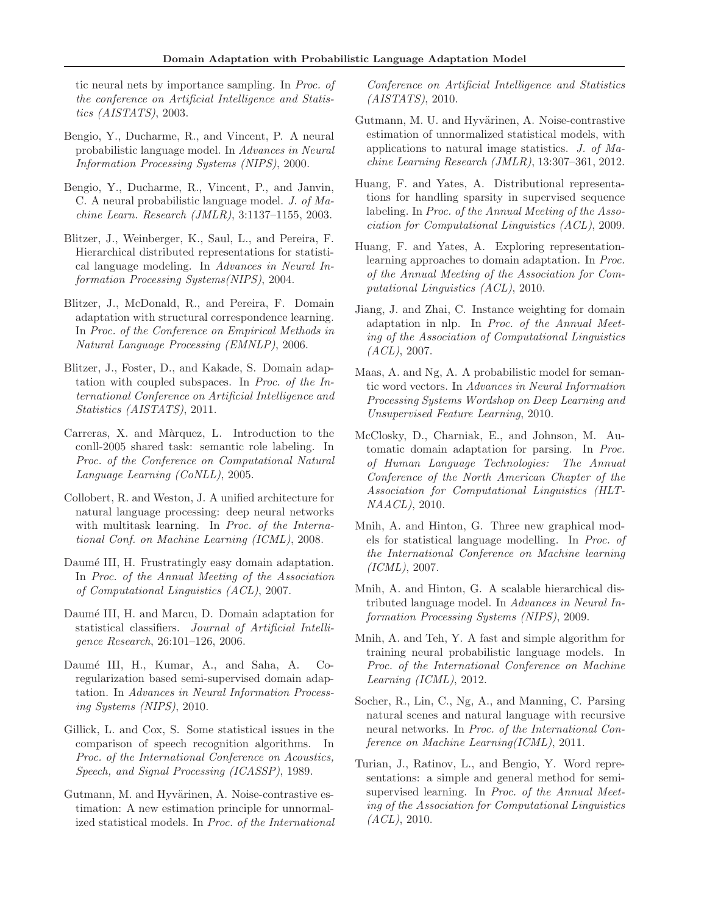tic neural nets by importance sampling. In *Proc. of the conference on Artificial Intelligence and Statistics (AISTATS)*, 2003.

Bengio, Y., Ducharme, R., and Vincent, P. A neural probabilistic language model. In *Advances in Neural Information Processing Systems (NIPS)*, 2000.

Bengio, Y., Ducharme, R., Vincent, P., and Janvin, C. A neural probabilistic language model. *J. of Machine Learn. Research (JMLR)*, 3:1137–1155, 2003.

Blitzer, J., Weinberger, K., Saul, L., and Pereira, F. Hierarchical distributed representations for statistical language modeling. In *Advances in Neural Information Processing Systems(NIPS)*, 2004.

Blitzer, J., McDonald, R., and Pereira, F. Domain adaptation with structural correspondence learning. In *Proc. of the Conference on Empirical Methods in Natural Language Processing (EMNLP)*, 2006.

Blitzer, J., Foster, D., and Kakade, S. Domain adaptation with coupled subspaces. In *Proc. of the International Conference on Artificial Intelligence and Statistics (AISTATS)*, 2011.

Carreras, X. and Màrquez, L. Introduction to the conll-2005 shared task: semantic role labeling. In *Proc. of the Conference on Computational Natural Language Learning (CoNLL)*, 2005.

Collobert, R. and Weston, J. A unified architecture for natural language processing: deep neural networks with multitask learning. In *Proc. of the International Conf. on Machine Learning (ICML)*, 2008.

Daumé III, H. Frustratingly easy domain adaptation. In *Proc. of the Annual Meeting of the Association of Computational Linguistics (ACL)*, 2007.

Daumé III, H. and Marcu, D. Domain adaptation for statistical classifiers. *Journal of Artificial Intelligence Research*, 26:101–126, 2006.

Daumé III, H., Kumar, A., and Saha, A. Co-regularization based semi-supervised domain adaptation. In *Advances in Neural Information Processing Systems (NIPS)*, 2010.

Gillick, L. and Cox, S. Some statistical issues in the comparison of speech recognition algorithms. In *Proc. of the International Conference on Acoustics, Speech, and Signal Processing (ICASSP)*, 1989.

Gutmann, M. and Hyvärinen, A. Noise-contrastive estimation: A new estimation principle for unnormalized statistical models. In *Proc. of the International Conference on Artificial Intelligence and Statistics (AISTATS)*, 2010.

Gutmann, M. U. and Hyvärinen, A. Noise-contrastive estimation of unnormalized statistical models, with applications to natural image statistics. *J. of Machine Learning Research (JMLR)*, 13:307–361, 2012.

Huang, F. and Yates, A. Distributional representations for handling sparsity in supervised sequence labeling. In *Proc. of the Annual Meeting of the Association for Computational Linguistics (ACL)*, 2009.

Huang, F. and Yates, A. Exploring representation-learning approaches to domain adaptation. In *Proc. of the Annual Meeting of the Association for Computational Linguistics (ACL)*, 2010.

Jiang, J. and Zhai, C. Instance weighting for domain adaptation in nlp. In *Proc. of the Annual Meeting of the Association of Computational Linguistics (ACL)*, 2007.

Maas, A. and Ng, A. A probabilistic model for semantic word vectors. In *Advances in Neural Information Processing Systems Wordshop on Deep Learning and Unsupervised Feature Learning*, 2010.

McClosky, D., Charniak, E., and Johnson, M. Automatic domain adaptation for parsing. In *Proc. of Human Language Technologies: The Annual Conference of the North American Chapter of the Association for Computational Linguistics (HLT-NAACL)*, 2010.

Mnih, A. and Hinton, G. Three new graphical models for statistical language modelling. In *Proc. of the International Conference on Machine learning (ICML)*, 2007.

Mnih, A. and Hinton, G. A scalable hierarchical distributed language model. In *Advances in Neural Information Processing Systems (NIPS)*, 2009.

Mnih, A. and Teh, Y. A fast and simple algorithm for training neural probabilistic language models. In *Proc. of the International Conference on Machine Learning (ICML)*, 2012.

Socher, R., Lin, C., Ng, A., and Manning, C. Parsing natural scenes and natural language with recursive neural networks. In *Proc. of the International Conference on Machine Learning(ICML)*, 2011.

Turian, J., Ratinov, L., and Bengio, Y. Word representations: a simple and general method for semi-supervised learning. In *Proc. of the Annual Meeting of the Association for Computational Linguistics (ACL)*, 2010.